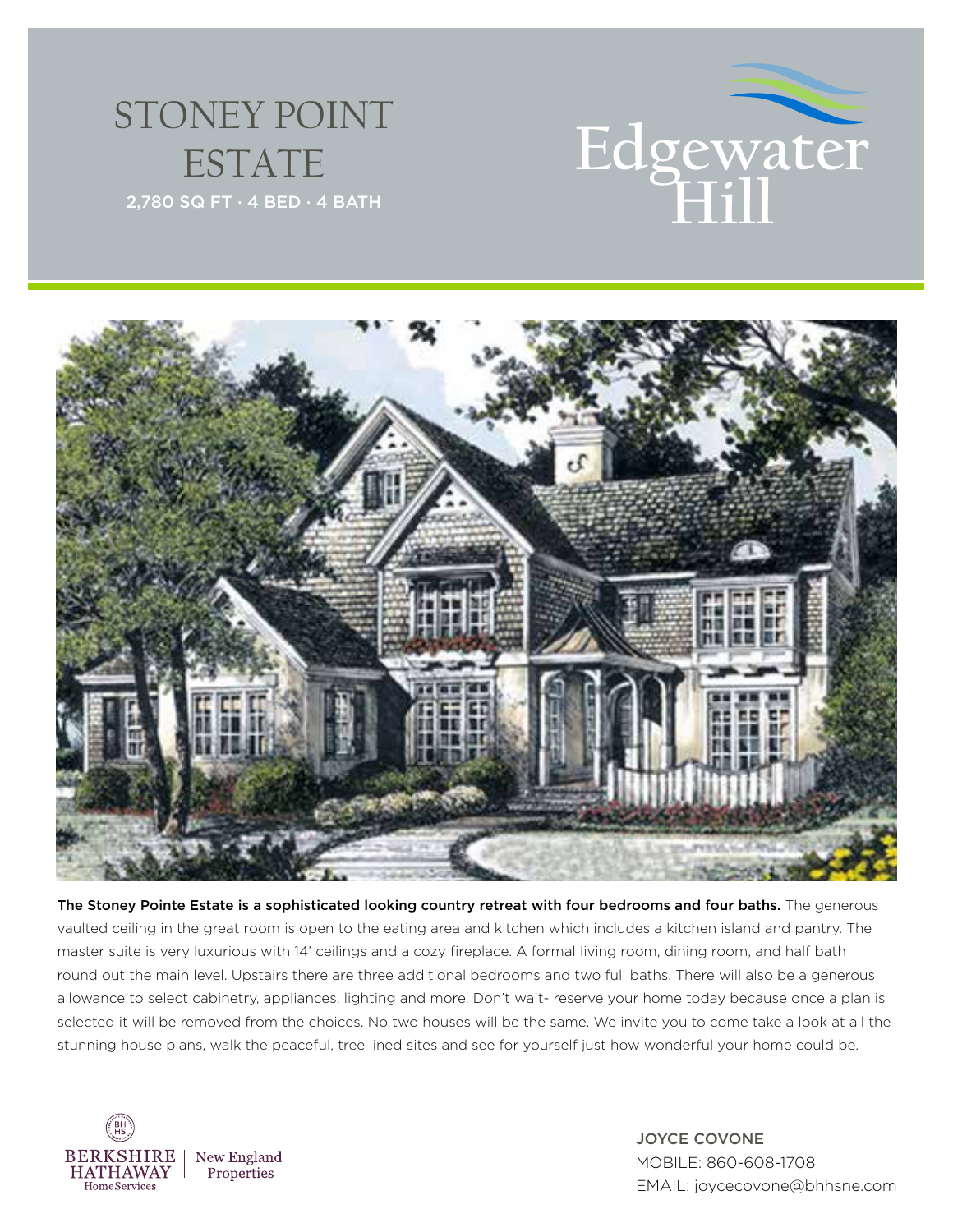# STONEY POINT ESTATE

2,780 SQ FT · 4 BED · 4 BATH

Edgewater Hill

**The Stoney Pointe Estate is a sophisticated looking country retreat with four bedrooms and four baths.** The generous vaulted ceiling in the great room is open to the eating area and kitchen which includes a kitchen island and pantry. The master suite is very luxurious with 14' ceilings and a cozy fireplace. A formal living room, dining room, and half bath round out the main level. Upstairs there are three additional bedrooms and two full baths. There will also be a generous allowance to select cabinetry, appliances, lighting and more. Don't wait- reserve your home today because once a plan is selected it will be removed from the choices. No two houses will be the same. We invite you to come take a look at all the stunning house plans, walk the peaceful, tree lined sites and see for yourself just how wonderful your home could be.

BERKSHIRE HATHAWAY HomeServices | New England Properties

JOYCE COVONE
MOBILE: 860-608-1708
EMAIL: joycecovone@bhhsne.com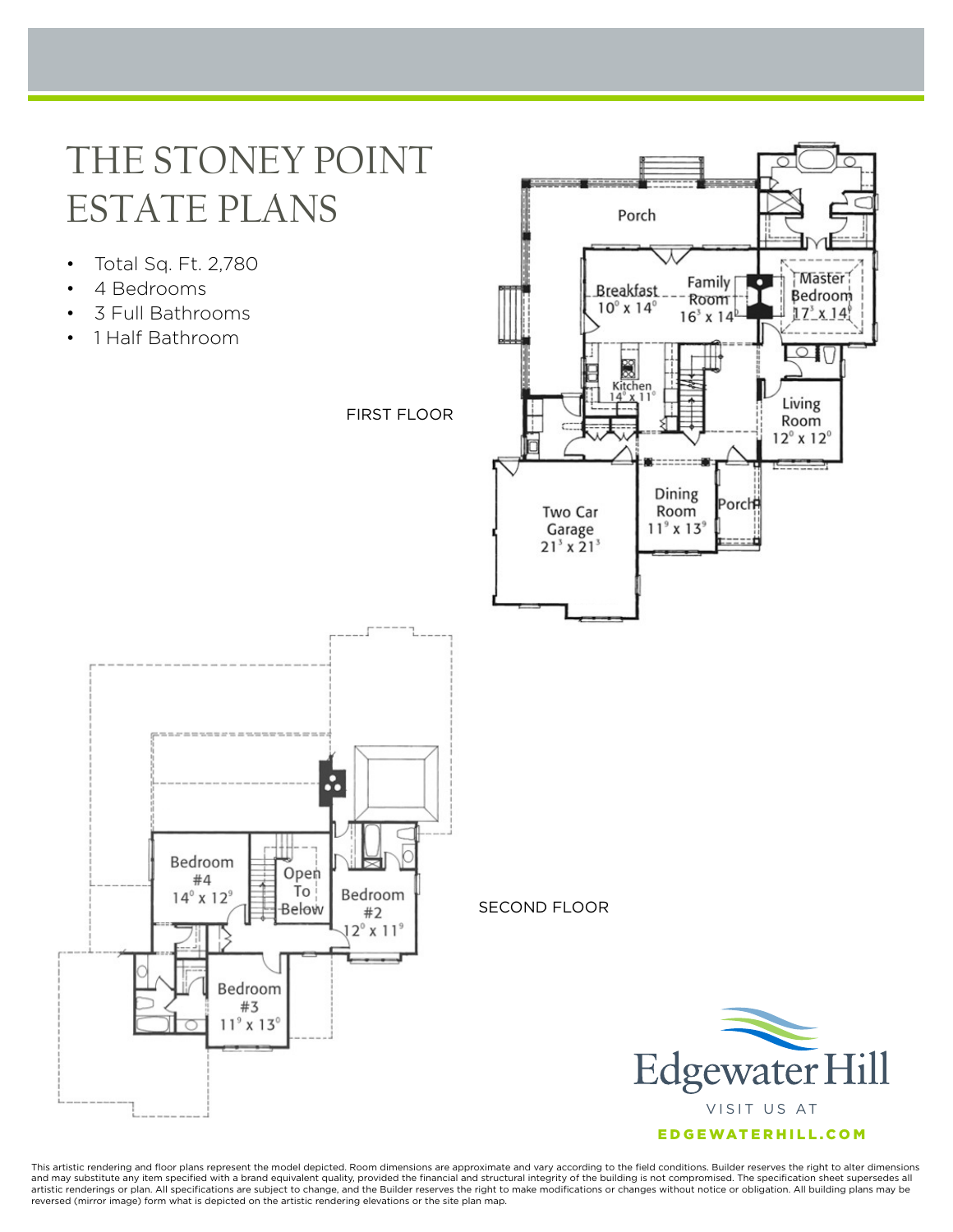# THE STONEY POINT ESTATE PLANS

- Total Sq. Ft. 2,780
- 4 Bedrooms
- 3 Full Bathrooms
- 1 Half Bathroom

FIRST FLOOR

Porch

Breakfast
10⁰ x 14⁰

Family Room
16³ x 14⁰

Master Bedroom
17³ x 14⁰

Kitchen
14⁰ x 11⁰

Living Room
12⁰ x 12⁰

Two Car Garage
21³ x 21³

Dining Room
11⁹ x 13⁹

Porch

SECOND FLOOR

Bedroom #4
14⁰ x 12⁹

Open To Below

Bedroom #2
12⁰ x 11⁹

Bedroom #3
11⁹ x 13⁰

Edgewater Hill

VISIT US AT

**EDGEWATERHILL.COM**

This artistic rendering and floor plans represent the model depicted. Room dimensions are approximate and vary according to the field conditions. Builder reserves the right to alter dimensions and may substitute any item specified with a brand equivalent quality, provided the financial and structural integrity of the building is not compromised. The specification sheet supersedes all artistic renderings or plan. All specifications are subject to change, and the Builder reserves the right to make modifications or changes without notice or obligation. All building plans may be reversed (mirror image) form what is depicted on the artistic rendering elevations or the site plan map.